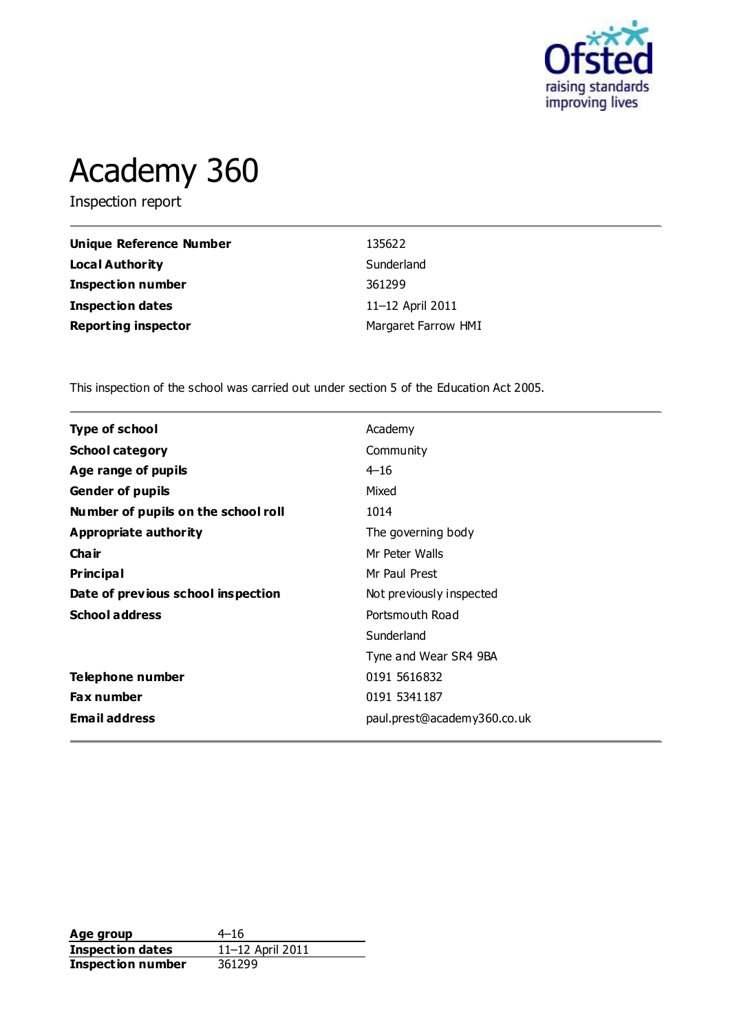# Academy 360

Inspection report

| | |
|---|---|
| **Unique Reference Number** | 135622 |
| **Local Authority** | Sunderland |
| **Inspection number** | 361299 |
| **Inspection dates** | 11–12 April 2011 |
| **Reporting inspector** | Margaret Farrow HMI |

This inspection of the school was carried out under section 5 of the Education Act 2005.

| | |
|---|---|
| **Type of school** | Academy |
| **School category** | Community |
| **Age range of pupils** | 4–16 |
| **Gender of pupils** | Mixed |
| **Number of pupils on the school roll** | 1014 |
| **Appropriate authority** | The governing body |
| **Chair** | Mr Peter Walls |
| **Principal** | Mr Paul Prest |
| **Date of previous school inspection** | Not previously inspected |
| **School address** | Portsmouth Road<br>Sunderland<br>Tyne and Wear SR4 9BA |
| **Telephone number** | 0191 5616832 |
| **Fax number** | 0191 5341187 |
| **Email address** | paul.prest@academy360.co.uk |

| | |
|---|---|
| **Age group** | 4–16 |
| **Inspection dates** | 11–12 April 2011 |
| **Inspection number** | 361299 |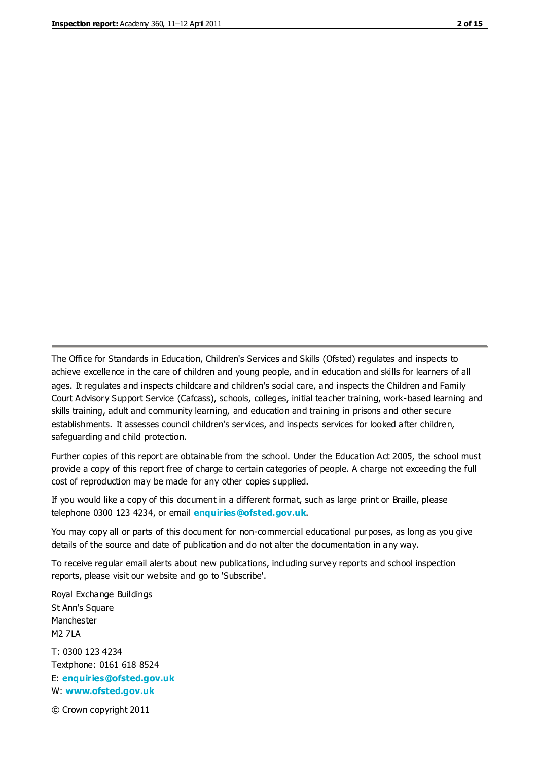The Office for Standards in Education, Children's Services and Skills (Ofsted) regulates and inspects to achieve excellence in the care of children and young people, and in education and skills for learners of all ages. It regulates and inspects childcare and children's social care, and inspects the Children and Family Court Advisory Support Service (Cafcass), schools, colleges, initial teacher training, work-based learning and skills training, adult and community learning, and education and training in prisons and other secure establishments. It assesses council children's services, and inspects services for looked after children, safeguarding and child protection.

Further copies of this report are obtainable from the school. Under the Education Act 2005, the school must provide a copy of this report free of charge to certain categories of people. A charge not exceeding the full cost of reproduction may be made for any other copies supplied.

If you would like a copy of this document in a different format, such as large print or Braille, please telephone 0300 123 4234, or email **enquiries@ofsted.gov.uk**.

You may copy all or parts of this document for non-commercial educational purposes, as long as you give details of the source and date of publication and do not alter the documentation in any way.

To receive regular email alerts about new publications, including survey reports and school inspection reports, please visit our website and go to 'Subscribe'.

Royal Exchange Buildings
St Ann's Square
Manchester
M2 7LA

T: 0300 123 4234
Textphone: 0161 618 8524
E: **enquiries@ofsted.gov.uk**
W: **www.ofsted.gov.uk**

© Crown copyright 2011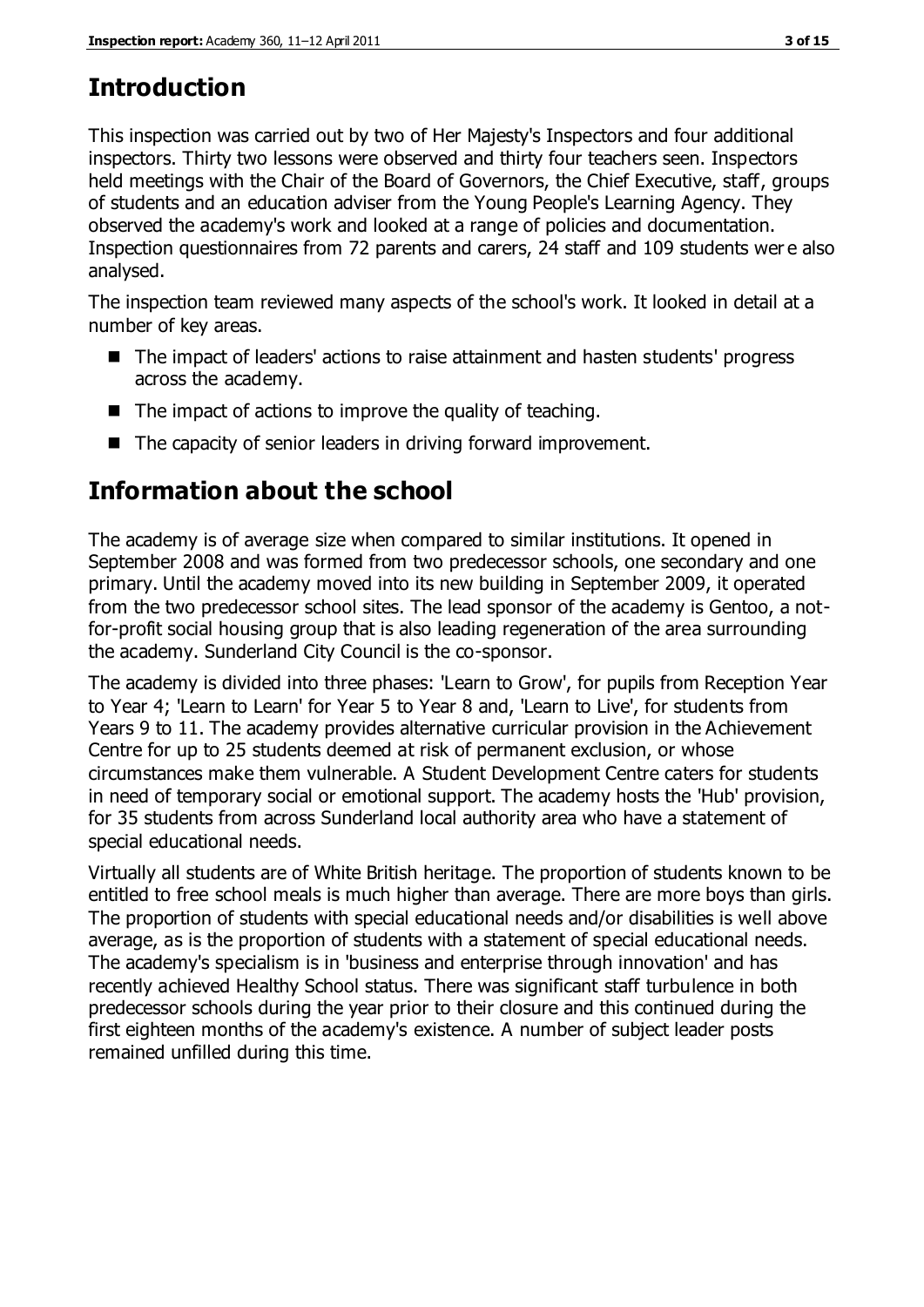## Introduction

This inspection was carried out by two of Her Majesty's Inspectors and four additional inspectors. Thirty two lessons were observed and thirty four teachers seen. Inspectors held meetings with the Chair of the Board of Governors, the Chief Executive, staff, groups of students and an education adviser from the Young People's Learning Agency. They observed the academy's work and looked at a range of policies and documentation. Inspection questionnaires from 72 parents and carers, 24 staff and 109 students were also analysed.

The inspection team reviewed many aspects of the school's work. It looked in detail at a number of key areas.

- The impact of leaders' actions to raise attainment and hasten students' progress across the academy.
- The impact of actions to improve the quality of teaching.
- The capacity of senior leaders in driving forward improvement.

## Information about the school

The academy is of average size when compared to similar institutions. It opened in September 2008 and was formed from two predecessor schools, one secondary and one primary. Until the academy moved into its new building in September 2009, it operated from the two predecessor school sites. The lead sponsor of the academy is Gentoo, a not-for-profit social housing group that is also leading regeneration of the area surrounding the academy. Sunderland City Council is the co-sponsor.

The academy is divided into three phases: 'Learn to Grow', for pupils from Reception Year to Year 4; 'Learn to Learn' for Year 5 to Year 8 and, 'Learn to Live', for students from Years 9 to 11. The academy provides alternative curricular provision in the Achievement Centre for up to 25 students deemed at risk of permanent exclusion, or whose circumstances make them vulnerable. A Student Development Centre caters for students in need of temporary social or emotional support. The academy hosts the 'Hub' provision, for 35 students from across Sunderland local authority area who have a statement of special educational needs.

Virtually all students are of White British heritage. The proportion of students known to be entitled to free school meals is much higher than average. There are more boys than girls. The proportion of students with special educational needs and/or disabilities is well above average, as is the proportion of students with a statement of special educational needs. The academy's specialism is in 'business and enterprise through innovation' and has recently achieved Healthy School status. There was significant staff turbulence in both predecessor schools during the year prior to their closure and this continued during the first eighteen months of the academy's existence. A number of subject leader posts remained unfilled during this time.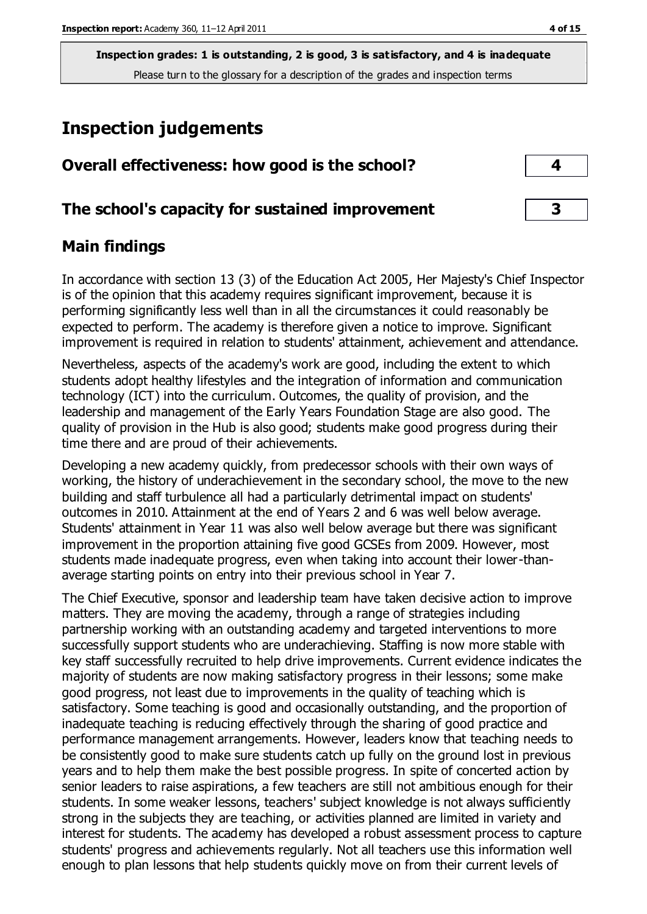**Inspection grades: 1 is outstanding, 2 is good, 3 is satisfactory, and 4 is inadequate**
Please turn to the glossary for a description of the grades and inspection terms

# Inspection judgements

| Overall effectiveness: how good is the school? | 4 |
|---|---|
| **The school's capacity for sustained improvement** | **3** |

## Main findings

In accordance with section 13 (3) of the Education Act 2005, Her Majesty's Chief Inspector is of the opinion that this academy requires significant improvement, because it is performing significantly less well than in all the circumstances it could reasonably be expected to perform. The academy is therefore given a notice to improve. Significant improvement is required in relation to students' attainment, achievement and attendance.

Nevertheless, aspects of the academy's work are good, including the extent to which students adopt healthy lifestyles and the integration of information and communication technology (ICT) into the curriculum. Outcomes, the quality of provision, and the leadership and management of the Early Years Foundation Stage are also good. The quality of provision in the Hub is also good; students make good progress during their time there and are proud of their achievements.

Developing a new academy quickly, from predecessor schools with their own ways of working, the history of underachievement in the secondary school, the move to the new building and staff turbulence all had a particularly detrimental impact on students' outcomes in 2010. Attainment at the end of Years 2 and 6 was well below average. Students' attainment in Year 11 was also well below average but there was significant improvement in the proportion attaining five good GCSEs from 2009. However, most students made inadequate progress, even when taking into account their lower-than-average starting points on entry into their previous school in Year 7.

The Chief Executive, sponsor and leadership team have taken decisive action to improve matters. They are moving the academy, through a range of strategies including partnership working with an outstanding academy and targeted interventions to more successfully support students who are underachieving. Staffing is now more stable with key staff successfully recruited to help drive improvements. Current evidence indicates the majority of students are now making satisfactory progress in their lessons; some make good progress, not least due to improvements in the quality of teaching which is satisfactory. Some teaching is good and occasionally outstanding, and the proportion of inadequate teaching is reducing effectively through the sharing of good practice and performance management arrangements. However, leaders know that teaching needs to be consistently good to make sure students catch up fully on the ground lost in previous years and to help them make the best possible progress. In spite of concerted action by senior leaders to raise aspirations, a few teachers are still not ambitious enough for their students. In some weaker lessons, teachers' subject knowledge is not always sufficiently strong in the subjects they are teaching, or activities planned are limited in variety and interest for students. The academy has developed a robust assessment process to capture students' progress and achievements regularly. Not all teachers use this information well enough to plan lessons that help students quickly move on from their current levels of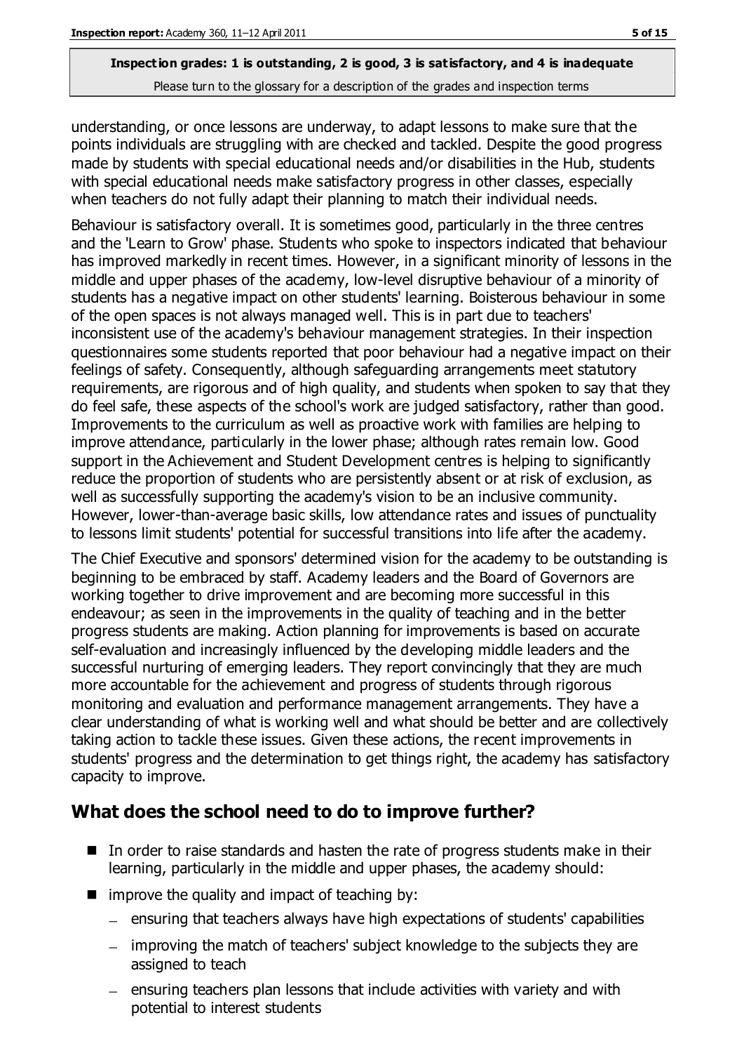understanding, or once lessons are underway, to adapt lessons to make sure that the points individuals are struggling with are checked and tackled. Despite the good progress made by students with special educational needs and/or disabilities in the Hub, students with special educational needs make satisfactory progress in other classes, especially when teachers do not fully adapt their planning to match their individual needs.

Behaviour is satisfactory overall. It is sometimes good, particularly in the three centres and the 'Learn to Grow' phase. Students who spoke to inspectors indicated that behaviour has improved markedly in recent times. However, in a significant minority of lessons in the middle and upper phases of the academy, low-level disruptive behaviour of a minority of students has a negative impact on other students' learning. Boisterous behaviour in some of the open spaces is not always managed well. This is in part due to teachers' inconsistent use of the academy's behaviour management strategies. In their inspection questionnaires some students reported that poor behaviour had a negative impact on their feelings of safety. Consequently, although safeguarding arrangements meet statutory requirements, are rigorous and of high quality, and students when spoken to say that they do feel safe, these aspects of the school's work are judged satisfactory, rather than good. Improvements to the curriculum as well as proactive work with families are helping to improve attendance, particularly in the lower phase; although rates remain low. Good support in the Achievement and Student Development centres is helping to significantly reduce the proportion of students who are persistently absent or at risk of exclusion, as well as successfully supporting the academy's vision to be an inclusive community. However, lower-than-average basic skills, low attendance rates and issues of punctuality to lessons limit students' potential for successful transitions into life after the academy.

The Chief Executive and sponsors' determined vision for the academy to be outstanding is beginning to be embraced by staff. Academy leaders and the Board of Governors are working together to drive improvement and are becoming more successful in this endeavour; as seen in the improvements in the quality of teaching and in the better progress students are making. Action planning for improvements is based on accurate self-evaluation and increasingly influenced by the developing middle leaders and the successful nurturing of emerging leaders. They report convincingly that they are much more accountable for the achievement and progress of students through rigorous monitoring and evaluation and performance management arrangements. They have a clear understanding of what is working well and what should be better and are collectively taking action to tackle these issues. Given these actions, the recent improvements in students' progress and the determination to get things right, the academy has satisfactory capacity to improve.

## What does the school need to do to improve further?

- In order to raise standards and hasten the rate of progress students make in their learning, particularly in the middle and upper phases, the academy should:
- improve the quality and impact of teaching by:
  - ensuring that teachers always have high expectations of students' capabilities
  - improving the match of teachers' subject knowledge to the subjects they are assigned to teach
  - ensuring teachers plan lessons that include activities with variety and with potential to interest students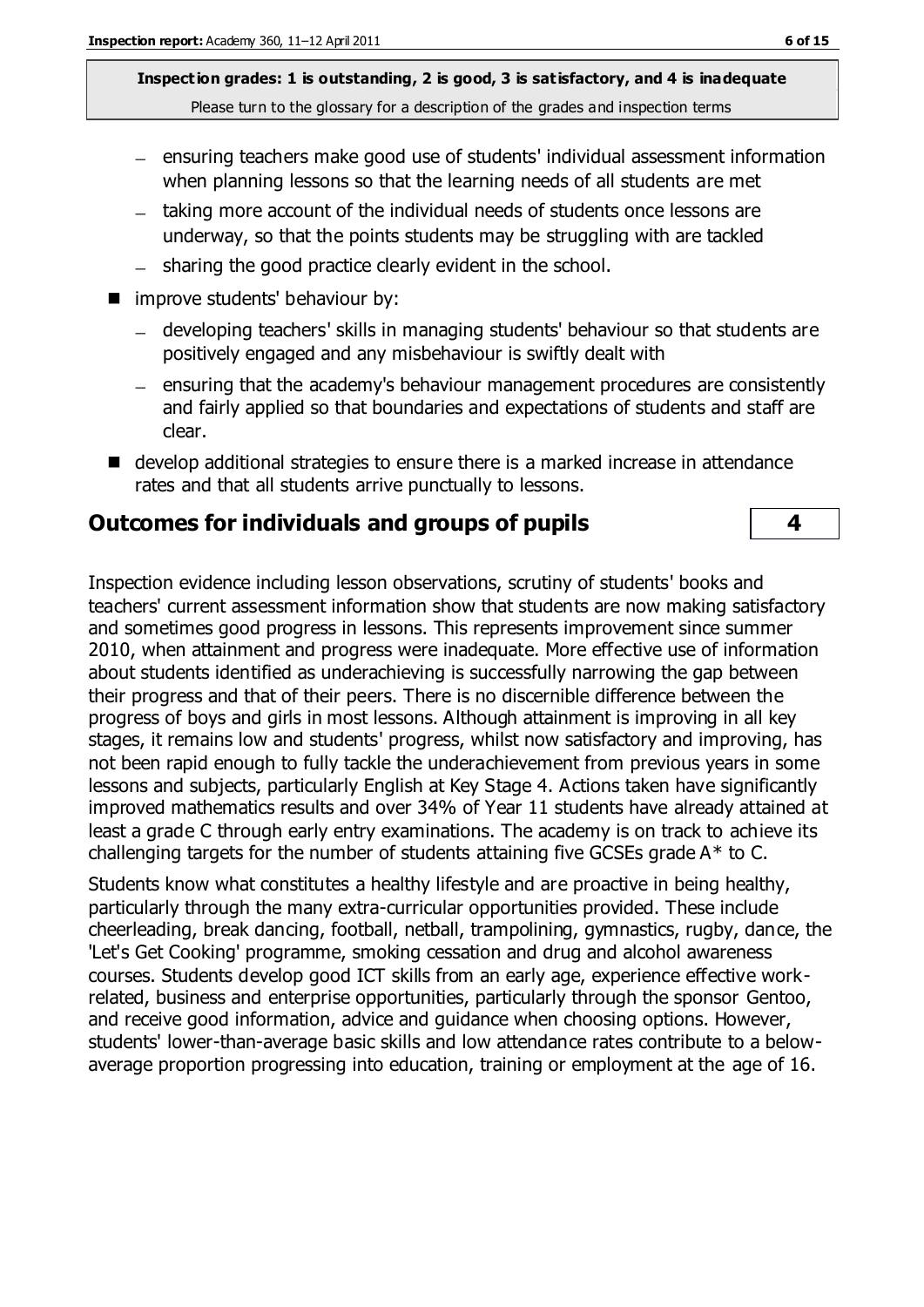**Inspection grades: 1 is outstanding, 2 is good, 3 is satisfactory, and 4 is inadequate**
Please turn to the glossary for a description of the grades and inspection terms

  - ensuring teachers make good use of students' individual assessment information when planning lessons so that the learning needs of all students are met
  - taking more account of the individual needs of students once lessons are underway, so that the points students may be struggling with are tackled
  - sharing the good practice clearly evident in the school.
- improve students' behaviour by:
  - developing teachers' skills in managing students' behaviour so that students are positively engaged and any misbehaviour is swiftly dealt with
  - ensuring that the academy's behaviour management procedures are consistently and fairly applied so that boundaries and expectations of students and staff are clear.
- develop additional strategies to ensure there is a marked increase in attendance rates and that all students arrive punctually to lessons.

## Outcomes for individuals and groups of pupils | 4

Inspection evidence including lesson observations, scrutiny of students' books and teachers' current assessment information show that students are now making satisfactory and sometimes good progress in lessons. This represents improvement since summer 2010, when attainment and progress were inadequate. More effective use of information about students identified as underachieving is successfully narrowing the gap between their progress and that of their peers. There is no discernible difference between the progress of boys and girls in most lessons. Although attainment is improving in all key stages, it remains low and students' progress, whilst now satisfactory and improving, has not been rapid enough to fully tackle the underachievement from previous years in some lessons and subjects, particularly English at Key Stage 4. Actions taken have significantly improved mathematics results and over 34% of Year 11 students have already attained at least a grade C through early entry examinations. The academy is on track to achieve its challenging targets for the number of students attaining five GCSEs grade A* to C.

Students know what constitutes a healthy lifestyle and are proactive in being healthy, particularly through the many extra-curricular opportunities provided. These include cheerleading, break dancing, football, netball, trampolining, gymnastics, rugby, dance, the 'Let's Get Cooking' programme, smoking cessation and drug and alcohol awareness courses. Students develop good ICT skills from an early age, experience effective work-related, business and enterprise opportunities, particularly through the sponsor Gentoo, and receive good information, advice and guidance when choosing options. However, students' lower-than-average basic skills and low attendance rates contribute to a below-average proportion progressing into education, training or employment at the age of 16.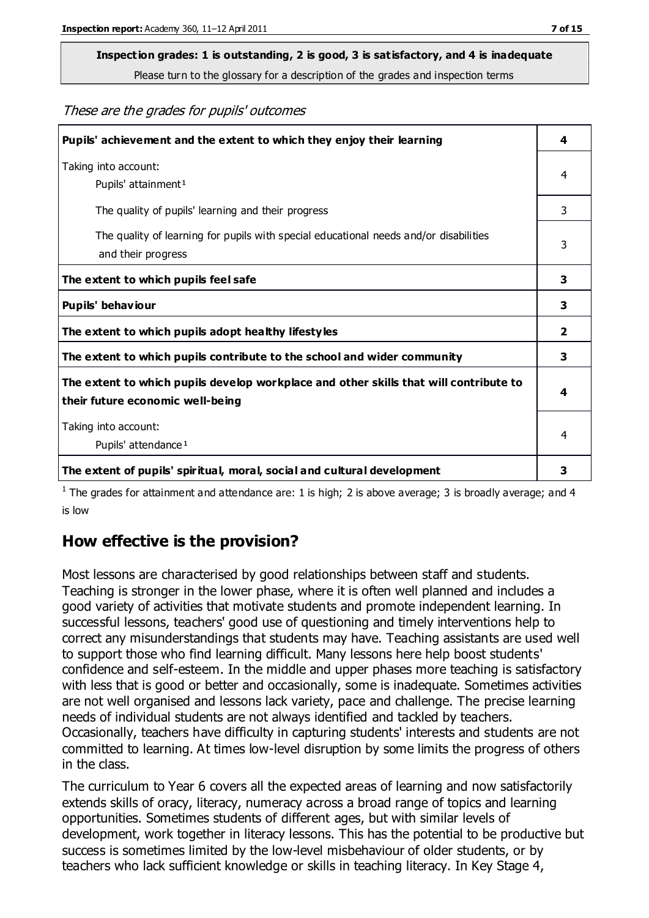**Inspection grades: 1 is outstanding, 2 is good, 3 is satisfactory, and 4 is inadequate**
Please turn to the glossary for a description of the grades and inspection terms

*These are the grades for pupils' outcomes*

| | |
|---|---|
| **Pupils' achievement and the extent to which they enjoy their learning** | **4** |
| Taking into account: Pupils' attainment[1] | 4 |
| The quality of pupils' learning and their progress | 3 |
| The quality of learning for pupils with special educational needs and/or disabilities and their progress | 3 |
| **The extent to which pupils feel safe** | **3** |
| **Pupils' behaviour** | **3** |
| **The extent to which pupils adopt healthy lifestyles** | **2** |
| **The extent to which pupils contribute to the school and wider community** | **3** |
| **The extent to which pupils develop workplace and other skills that will contribute to their future economic well-being** | **4** |
| Taking into account: Pupils' attendance[1] | 4 |
| **The extent of pupils' spiritual, moral, social and cultural development** | **3** |

[1] The grades for attainment and attendance are: 1 is high; 2 is above average; 3 is broadly average; and 4 is low

## How effective is the provision?

Most lessons are characterised by good relationships between staff and students. Teaching is stronger in the lower phase, where it is often well planned and includes a good variety of activities that motivate students and promote independent learning. In successful lessons, teachers' good use of questioning and timely interventions help to correct any misunderstandings that students may have. Teaching assistants are used well to support those who find learning difficult. Many lessons here help boost students' confidence and self-esteem. In the middle and upper phases more teaching is satisfactory with less that is good or better and occasionally, some is inadequate. Sometimes activities are not well organised and lessons lack variety, pace and challenge. The precise learning needs of individual students are not always identified and tackled by teachers. Occasionally, teachers have difficulty in capturing students' interests and students are not committed to learning. At times low-level disruption by some limits the progress of others in the class.

The curriculum to Year 6 covers all the expected areas of learning and now satisfactorily extends skills of oracy, literacy, numeracy across a broad range of topics and learning opportunities. Sometimes students of different ages, but with similar levels of development, work together in literacy lessons. This has the potential to be productive but success is sometimes limited by the low-level misbehaviour of older students, or by teachers who lack sufficient knowledge or skills in teaching literacy. In Key Stage 4,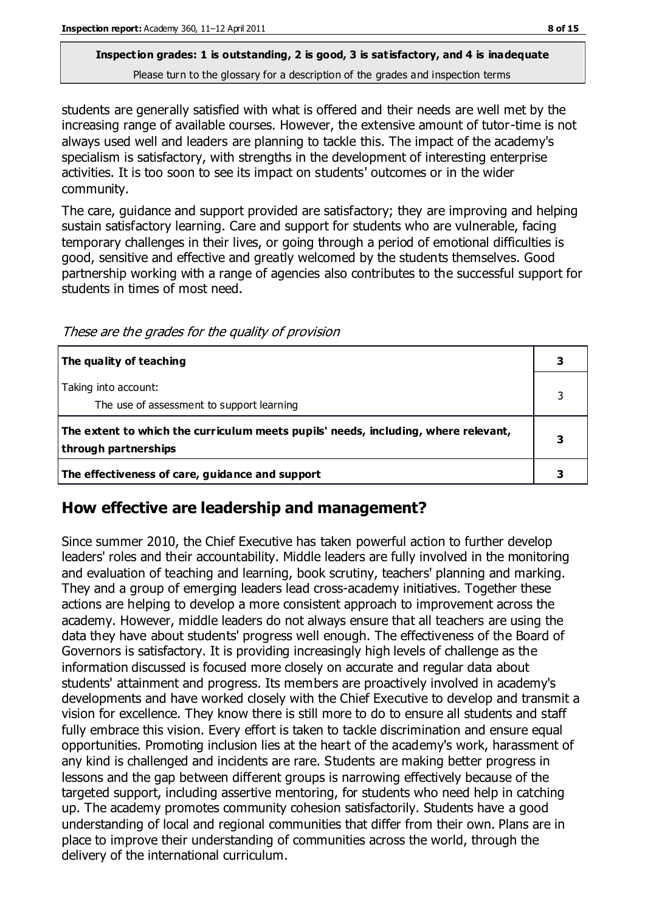students are generally satisfied with what is offered and their needs are well met by the increasing range of available courses. However, the extensive amount of tutor-time is not always used well and leaders are planning to tackle this. The impact of the academy's specialism is satisfactory, with strengths in the development of interesting enterprise activities. It is too soon to see its impact on students' outcomes or in the wider community.

The care, guidance and support provided are satisfactory; they are improving and helping sustain satisfactory learning. Care and support for students who are vulnerable, facing temporary challenges in their lives, or going through a period of emotional difficulties is good, sensitive and effective and greatly welcomed by the students themselves. Good partnership working with a range of agencies also contributes to the successful support for students in times of most need.

*These are the grades for the quality of provision*

| | |
|---|---|
| **The quality of teaching** | **3** |
| Taking into account:<br>The use of assessment to support learning | 3 |
| **The extent to which the curriculum meets pupils' needs, including, where relevant, through partnerships** | **3** |
| **The effectiveness of care, guidance and support** | **3** |

## How effective are leadership and management?

Since summer 2010, the Chief Executive has taken powerful action to further develop leaders' roles and their accountability. Middle leaders are fully involved in the monitoring and evaluation of teaching and learning, book scrutiny, teachers' planning and marking. They and a group of emerging leaders lead cross-academy initiatives. Together these actions are helping to develop a more consistent approach to improvement across the academy. However, middle leaders do not always ensure that all teachers are using the data they have about students' progress well enough. The effectiveness of the Board of Governors is satisfactory. It is providing increasingly high levels of challenge as the information discussed is focused more closely on accurate and regular data about students' attainment and progress. Its members are proactively involved in academy's developments and have worked closely with the Chief Executive to develop and transmit a vision for excellence. They know there is still more to do to ensure all students and staff fully embrace this vision. Every effort is taken to tackle discrimination and ensure equal opportunities. Promoting inclusion lies at the heart of the academy's work, harassment of any kind is challenged and incidents are rare. Students are making better progress in lessons and the gap between different groups is narrowing effectively because of the targeted support, including assertive mentoring, for students who need help in catching up. The academy promotes community cohesion satisfactorily. Students have a good understanding of local and regional communities that differ from their own. Plans are in place to improve their understanding of communities across the world, through the delivery of the international curriculum.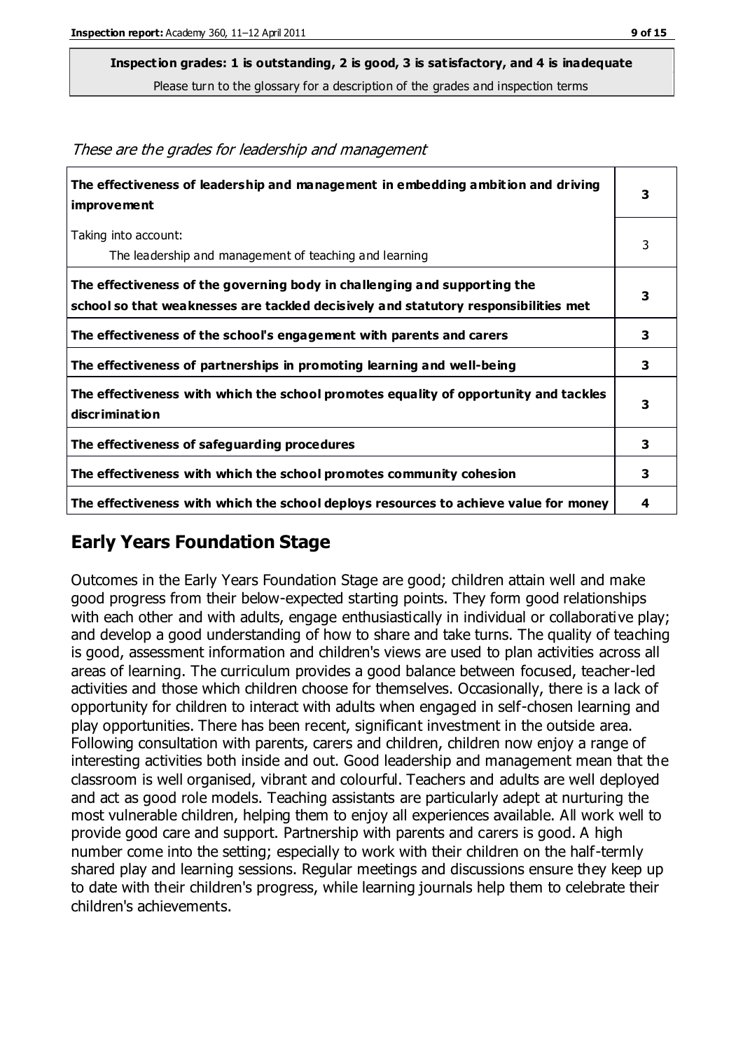**Inspection grades: 1 is outstanding, 2 is good, 3 is satisfactory, and 4 is inadequate**
Please turn to the glossary for a description of the grades and inspection terms

*These are the grades for leadership and management*

| | |
|---|---|
| **The effectiveness of leadership and management in embedding ambition and driving improvement** | **3** |
| Taking into account:<br>The leadership and management of teaching and learning | 3 |
| **The effectiveness of the governing body in challenging and supporting the school so that weaknesses are tackled decisively and statutory responsibilities met** | **3** |
| **The effectiveness of the school's engagement with parents and carers** | **3** |
| **The effectiveness of partnerships in promoting learning and well-being** | **3** |
| **The effectiveness with which the school promotes equality of opportunity and tackles discrimination** | **3** |
| **The effectiveness of safeguarding procedures** | **3** |
| **The effectiveness with which the school promotes community cohesion** | **3** |
| **The effectiveness with which the school deploys resources to achieve value for money** | **4** |

## Early Years Foundation Stage

Outcomes in the Early Years Foundation Stage are good; children attain well and make good progress from their below-expected starting points. They form good relationships with each other and with adults, engage enthusiastically in individual or collaborative play; and develop a good understanding of how to share and take turns. The quality of teaching is good, assessment information and children's views are used to plan activities across all areas of learning. The curriculum provides a good balance between focused, teacher-led activities and those which children choose for themselves. Occasionally, there is a lack of opportunity for children to interact with adults when engaged in self-chosen learning and play opportunities. There has been recent, significant investment in the outside area. Following consultation with parents, carers and children, children now enjoy a range of interesting activities both inside and out. Good leadership and management mean that the classroom is well organised, vibrant and colourful. Teachers and adults are well deployed and act as good role models. Teaching assistants are particularly adept at nurturing the most vulnerable children, helping them to enjoy all experiences available. All work well to provide good care and support. Partnership with parents and carers is good. A high number come into the setting; especially to work with their children on the half-termly shared play and learning sessions. Regular meetings and discussions ensure they keep up to date with their children's progress, while learning journals help them to celebrate their children's achievements.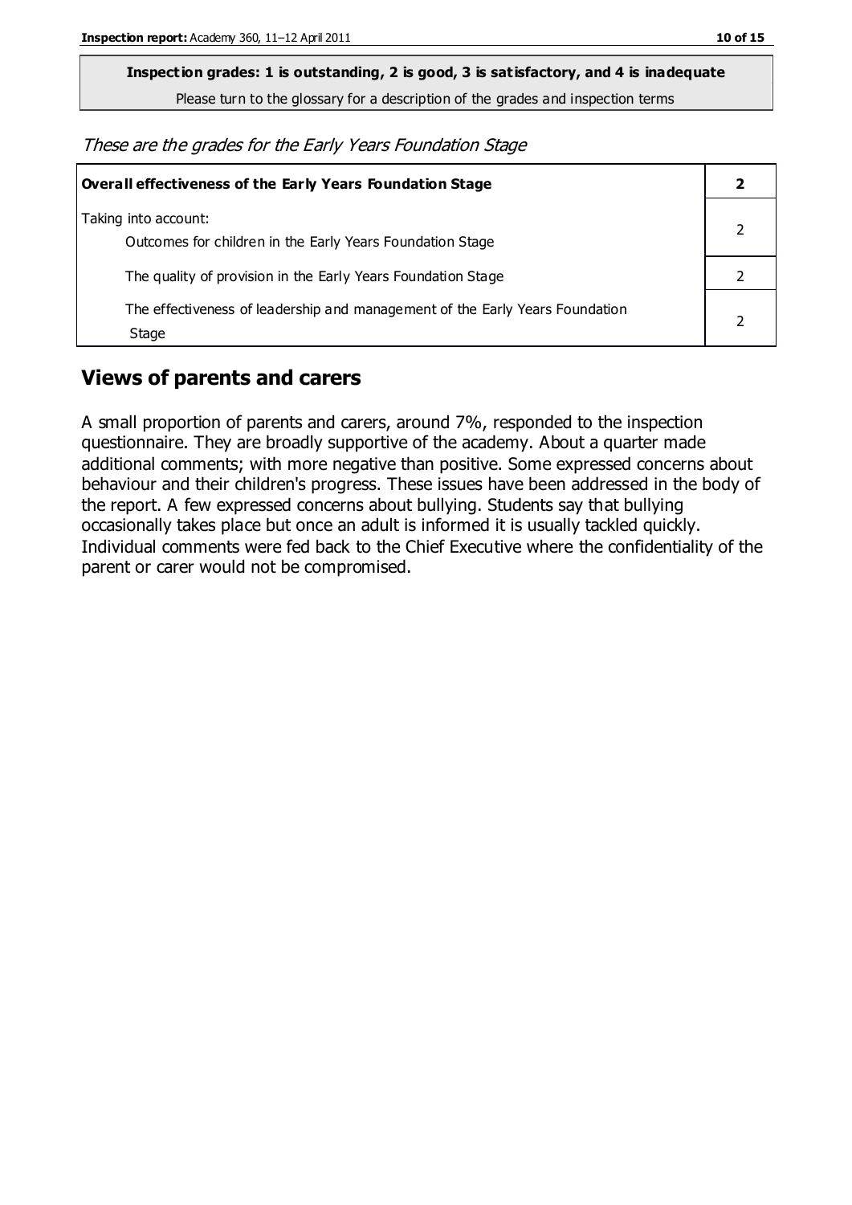**Inspection grades: 1 is outstanding, 2 is good, 3 is satisfactory, and 4 is inadequate**

Please turn to the glossary for a description of the grades and inspection terms

*These are the grades for the Early Years Foundation Stage*

| **Overall effectiveness of the Early Years Foundation Stage** | **2** |
|---|---|
| Taking into account: Outcomes for children in the Early Years Foundation Stage | 2 |
| The quality of provision in the Early Years Foundation Stage | 2 |
| The effectiveness of leadership and management of the Early Years Foundation Stage | 2 |

## Views of parents and carers

A small proportion of parents and carers, around 7%, responded to the inspection questionnaire. They are broadly supportive of the academy. About a quarter made additional comments; with more negative than positive. Some expressed concerns about behaviour and their children's progress. These issues have been addressed in the body of the report. A few expressed concerns about bullying. Students say that bullying occasionally takes place but once an adult is informed it is usually tackled quickly. Individual comments were fed back to the Chief Executive where the confidentiality of the parent or carer would not be compromised.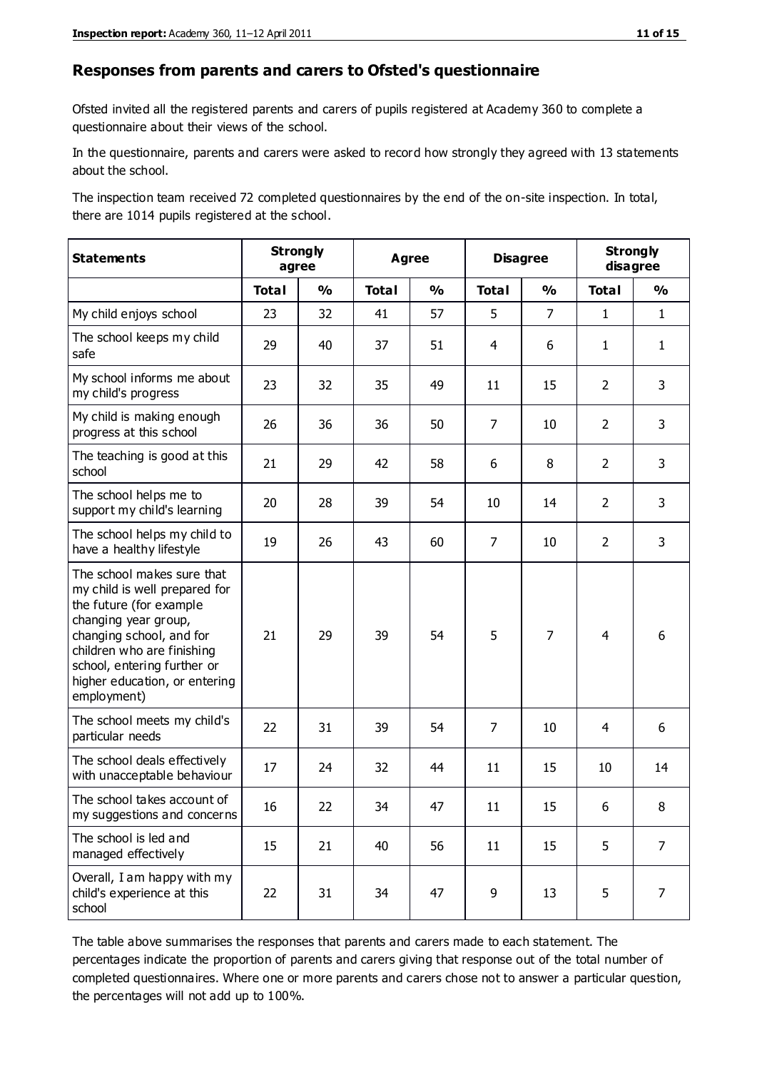## Responses from parents and carers to Ofsted's questionnaire

Ofsted invited all the registered parents and carers of pupils registered at Academy 360 to complete a questionnaire about their views of the school.

In the questionnaire, parents and carers were asked to record how strongly they agreed with 13 statements about the school.

The inspection team received 72 completed questionnaires by the end of the on-site inspection. In total, there are 1014 pupils registered at the school.

| Statements | Strongly agree | | Agree | | Disagree | | Strongly disagree | |
|---|---|---|---|---|---|---|---|---|
| | **Total** | **%** | **Total** | **%** | **Total** | **%** | **Total** | **%** |
| My child enjoys school | 23 | 32 | 41 | 57 | 5 | 7 | 1 | 1 |
| The school keeps my child safe | 29 | 40 | 37 | 51 | 4 | 6 | 1 | 1 |
| My school informs me about my child's progress | 23 | 32 | 35 | 49 | 11 | 15 | 2 | 3 |
| My child is making enough progress at this school | 26 | 36 | 36 | 50 | 7 | 10 | 2 | 3 |
| The teaching is good at this school | 21 | 29 | 42 | 58 | 6 | 8 | 2 | 3 |
| The school helps me to support my child's learning | 20 | 28 | 39 | 54 | 10 | 14 | 2 | 3 |
| The school helps my child to have a healthy lifestyle | 19 | 26 | 43 | 60 | 7 | 10 | 2 | 3 |
| The school makes sure that my child is well prepared for the future (for example changing year group, changing school, and for children who are finishing school, entering further or higher education, or entering employment) | 21 | 29 | 39 | 54 | 5 | 7 | 4 | 6 |
| The school meets my child's particular needs | 22 | 31 | 39 | 54 | 7 | 10 | 4 | 6 |
| The school deals effectively with unacceptable behaviour | 17 | 24 | 32 | 44 | 11 | 15 | 10 | 14 |
| The school takes account of my suggestions and concerns | 16 | 22 | 34 | 47 | 11 | 15 | 6 | 8 |
| The school is led and managed effectively | 15 | 21 | 40 | 56 | 11 | 15 | 5 | 7 |
| Overall, I am happy with my child's experience at this school | 22 | 31 | 34 | 47 | 9 | 13 | 5 | 7 |

The table above summarises the responses that parents and carers made to each statement. The percentages indicate the proportion of parents and carers giving that response out of the total number of completed questionnaires. Where one or more parents and carers chose not to answer a particular question, the percentages will not add up to 100%.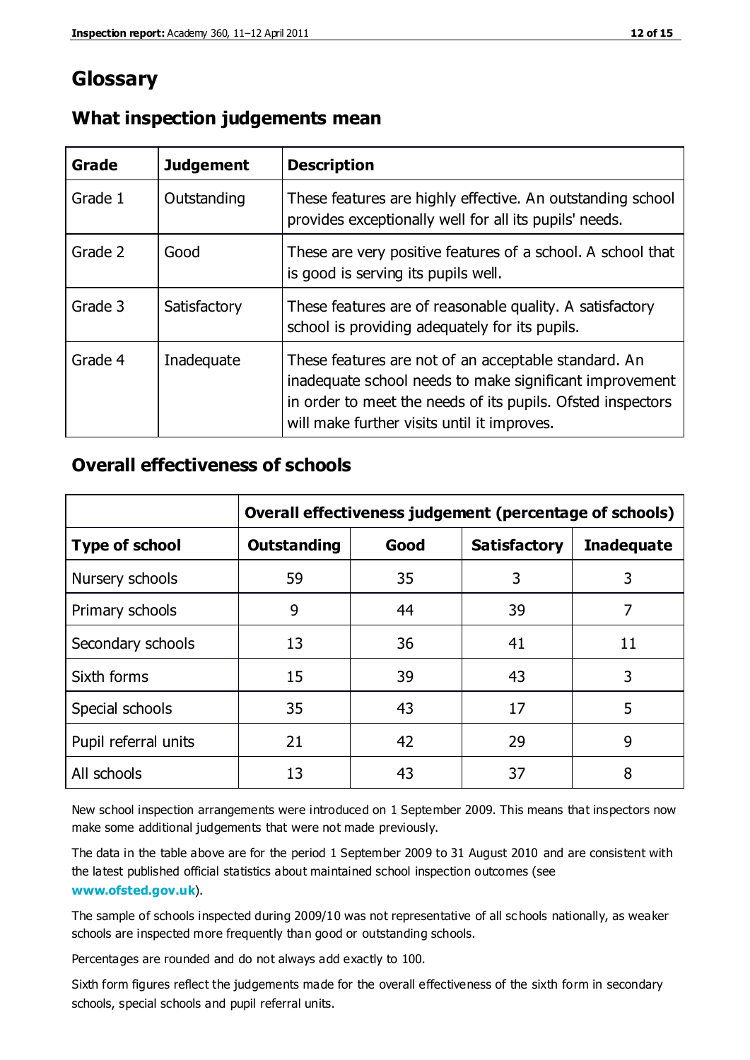# Glossary

## What inspection judgements mean

| Grade | Judgement | Description |
| --- | --- | --- |
| Grade 1 | Outstanding | These features are highly effective. An outstanding school provides exceptionally well for all its pupils' needs. |
| Grade 2 | Good | These are very positive features of a school. A school that is good is serving its pupils well. |
| Grade 3 | Satisfactory | These features are of reasonable quality. A satisfactory school is providing adequately for its pupils. |
| Grade 4 | Inadequate | These features are not of an acceptable standard. An inadequate school needs to make significant improvement in order to meet the needs of its pupils. Ofsted inspectors will make further visits until it improves. |

## Overall effectiveness of schools

| | Overall effectiveness judgement (percentage of schools) | | | |
| --- | --- | --- | --- | --- |
| **Type of school** | **Outstanding** | **Good** | **Satisfactory** | **Inadequate** |
| Nursery schools | 59 | 35 | 3 | 3 |
| Primary schools | 9 | 44 | 39 | 7 |
| Secondary schools | 13 | 36 | 41 | 11 |
| Sixth forms | 15 | 39 | 43 | 3 |
| Special schools | 35 | 43 | 17 | 5 |
| Pupil referral units | 21 | 42 | 29 | 9 |
| All schools | 13 | 43 | 37 | 8 |

New school inspection arrangements were introduced on 1 September 2009. This means that inspectors now make some additional judgements that were not made previously.

The data in the table above are for the period 1 September 2009 to 31 August 2010 and are consistent with the latest published official statistics about maintained school inspection outcomes (see **www.ofsted.gov.uk**).

The sample of schools inspected during 2009/10 was not representative of all schools nationally, as weaker schools are inspected more frequently than good or outstanding schools.

Percentages are rounded and do not always add exactly to 100.

Sixth form figures reflect the judgements made for the overall effectiveness of the sixth form in secondary schools, special schools and pupil referral units.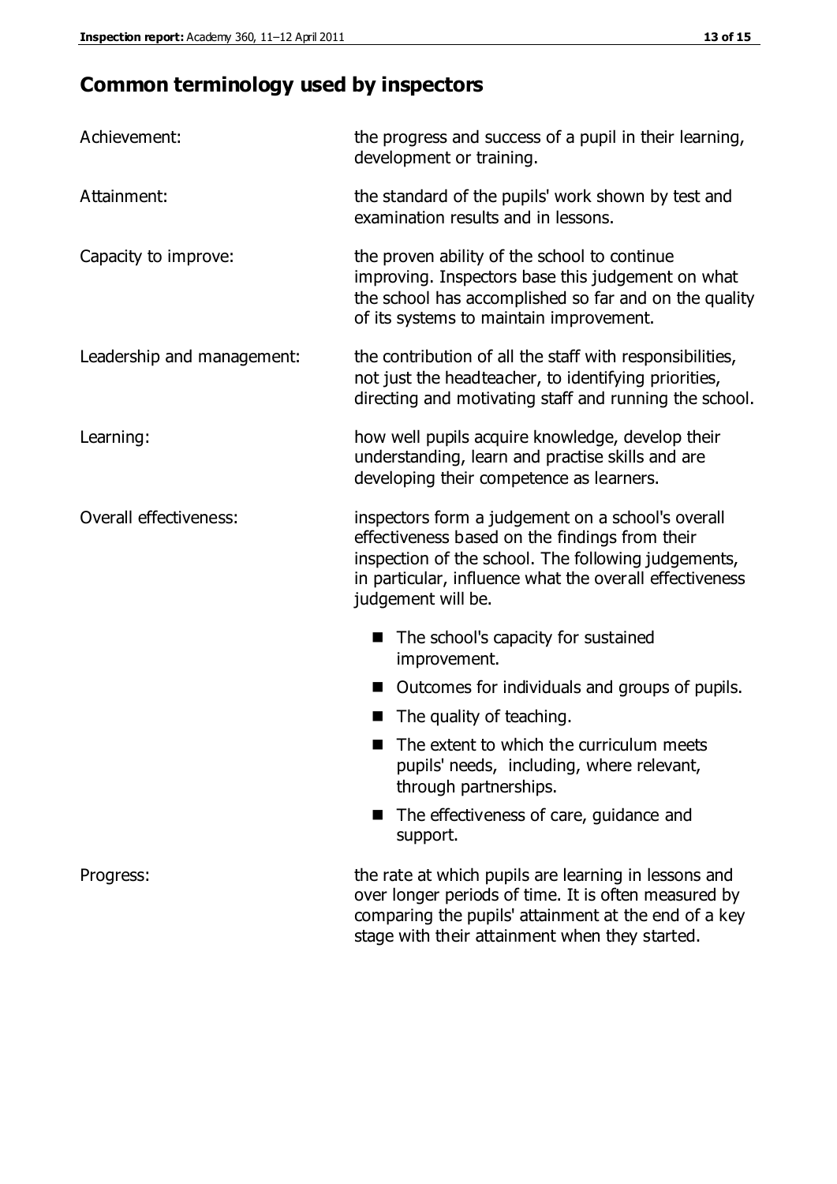# Common terminology used by inspectors

**Achievement:** the progress and success of a pupil in their learning, development or training.

**Attainment:** the standard of the pupils' work shown by test and examination results and in lessons.

**Capacity to improve:** the proven ability of the school to continue improving. Inspectors base this judgement on what the school has accomplished so far and on the quality of its systems to maintain improvement.

**Leadership and management:** the contribution of all the staff with responsibilities, not just the headteacher, to identifying priorities, directing and motivating staff and running the school.

**Learning:** how well pupils acquire knowledge, develop their understanding, learn and practise skills and are developing their competence as learners.

**Overall effectiveness:** inspectors form a judgement on a school's overall effectiveness based on the findings from their inspection of the school. The following judgements, in particular, influence what the overall effectiveness judgement will be.

- The school's capacity for sustained improvement.
- Outcomes for individuals and groups of pupils.
- The quality of teaching.
- The extent to which the curriculum meets pupils' needs, including, where relevant, through partnerships.
- The effectiveness of care, guidance and support.

**Progress:** the rate at which pupils are learning in lessons and over longer periods of time. It is often measured by comparing the pupils' attainment at the end of a key stage with their attainment when they started.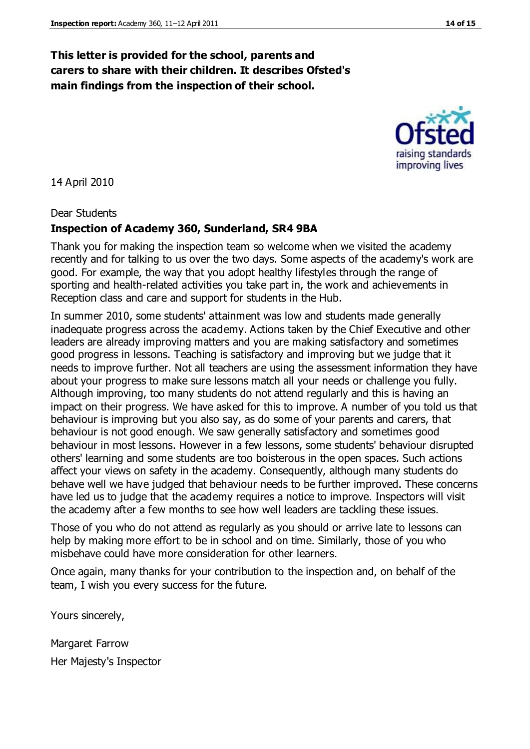**This letter is provided for the school, parents and carers to share with their children. It describes Ofsted's main findings from the inspection of their school.**

14 April 2010

Dear Students

**Inspection of Academy 360, Sunderland, SR4 9BA**

Thank you for making the inspection team so welcome when we visited the academy recently and for talking to us over the two days. Some aspects of the academy's work are good. For example, the way that you adopt healthy lifestyles through the range of sporting and health-related activities you take part in, the work and achievements in Reception class and care and support for students in the Hub.

In summer 2010, some students' attainment was low and students made generally inadequate progress across the academy. Actions taken by the Chief Executive and other leaders are already improving matters and you are making satisfactory and sometimes good progress in lessons. Teaching is satisfactory and improving but we judge that it needs to improve further. Not all teachers are using the assessment information they have about your progress to make sure lessons match all your needs or challenge you fully. Although improving, too many students do not attend regularly and this is having an impact on their progress. We have asked for this to improve. A number of you told us that behaviour is improving but you also say, as do some of your parents and carers, that behaviour is not good enough. We saw generally satisfactory and sometimes good behaviour in most lessons. However in a few lessons, some students' behaviour disrupted others' learning and some students are too boisterous in the open spaces. Such actions affect your views on safety in the academy. Consequently, although many students do behave well we have judged that behaviour needs to be further improved. These concerns have led us to judge that the academy requires a notice to improve. Inspectors will visit the academy after a few months to see how well leaders are tackling these issues.

Those of you who do not attend as regularly as you should or arrive late to lessons can help by making more effort to be in school and on time. Similarly, those of you who misbehave could have more consideration for other learners.

Once again, many thanks for your contribution to the inspection and, on behalf of the team, I wish you every success for the future.

Yours sincerely,

Margaret Farrow

Her Majesty's Inspector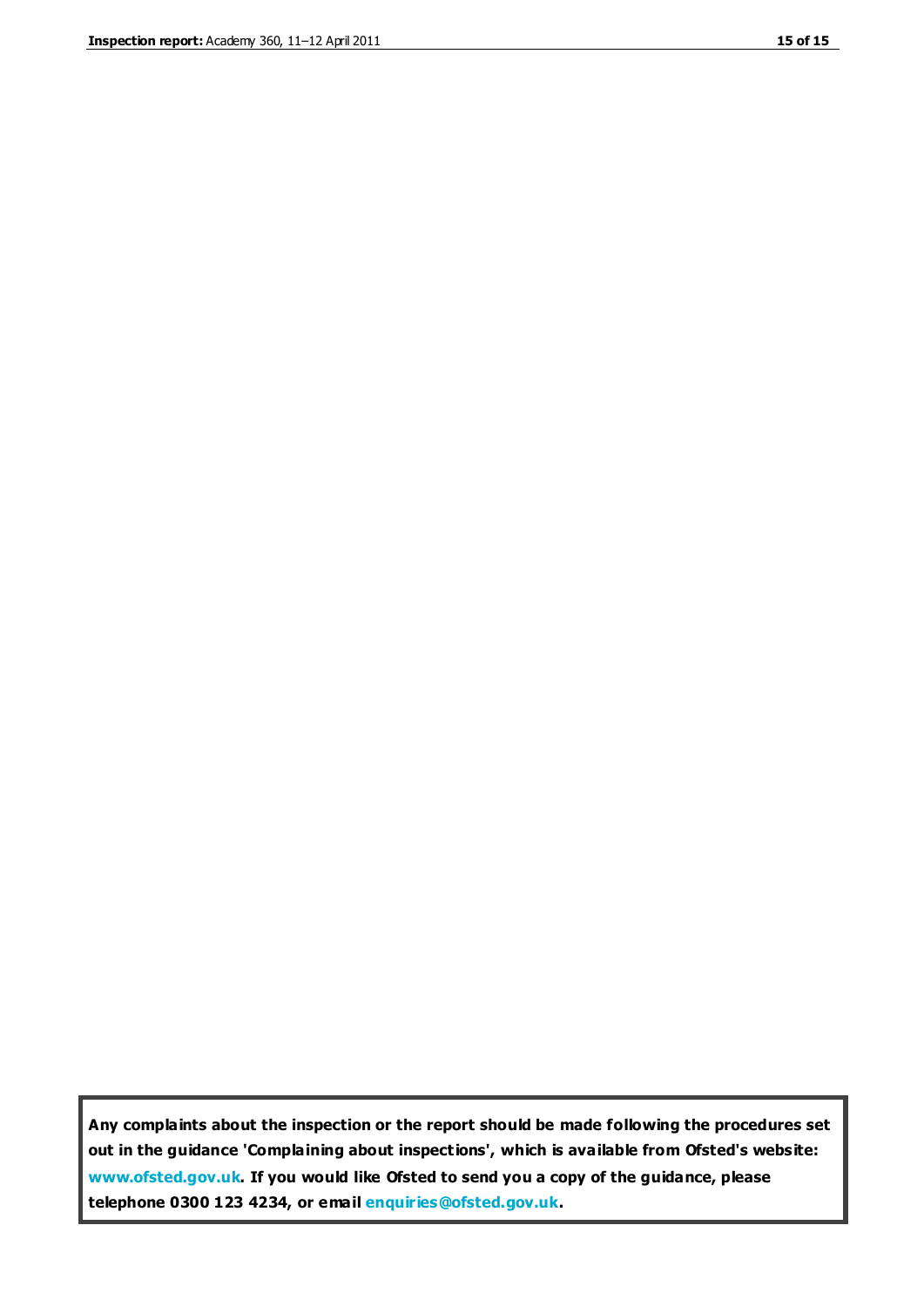**Any complaints about the inspection or the report should be made following the procedures set out in the guidance 'Complaining about inspections', which is available from Ofsted's website: www.ofsted.gov.uk. If you would like Ofsted to send you a copy of the guidance, please telephone 0300 123 4234, or email enquiries@ofsted.gov.uk.**